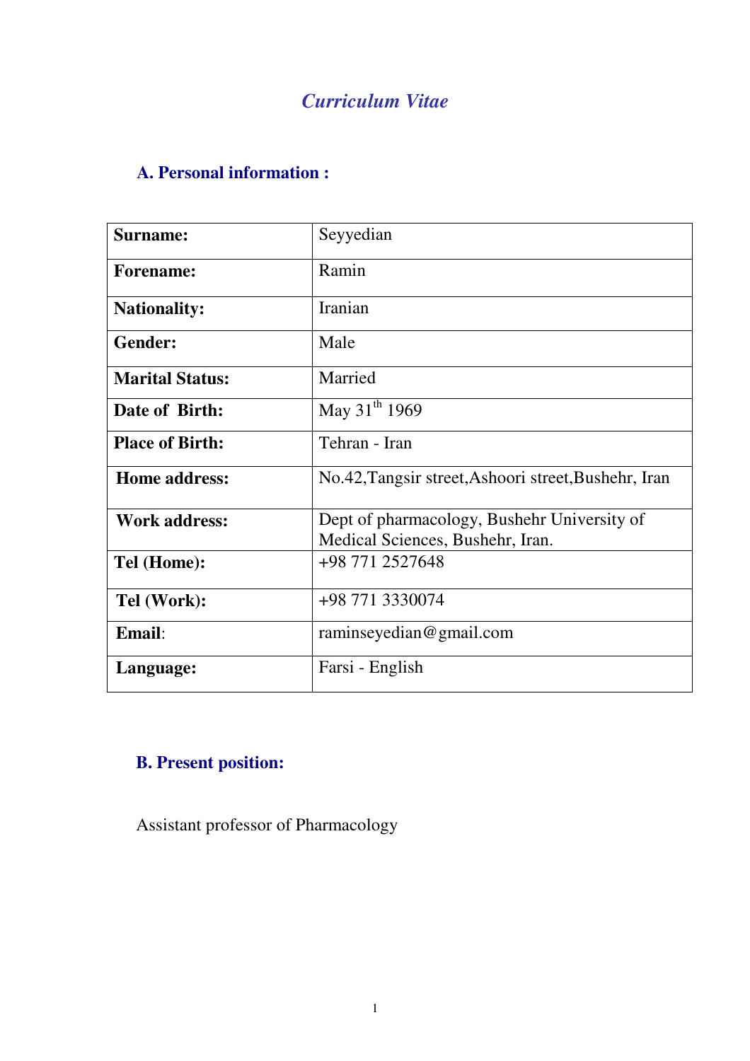# *Curriculum Vitae*

## A. Personal information :

| **Surname:** | Seyyedian |
|---|---|
| **Forename:** | Ramin |
| **Nationality:** | Iranian |
| **Gender:** | Male |
| **Marital Status:** | Married |
| **Date of Birth:** | May 31th 1969 |
| **Place of Birth:** | Tehran - Iran |
| **Home address:** | No.42,Tangsir street,Ashoori street,Bushehr, Iran |
| **Work address:** | Dept of pharmacology, Bushehr University of Medical Sciences, Bushehr, Iran. |
| **Tel (Home):** | +98 771 2527648 |
| **Tel (Work):** | +98 771 3330074 |
| **Email**: | raminseyedian@gmail.com |
| **Language:** | Farsi - English |

## B. Present position:

Assistant professor of Pharmacology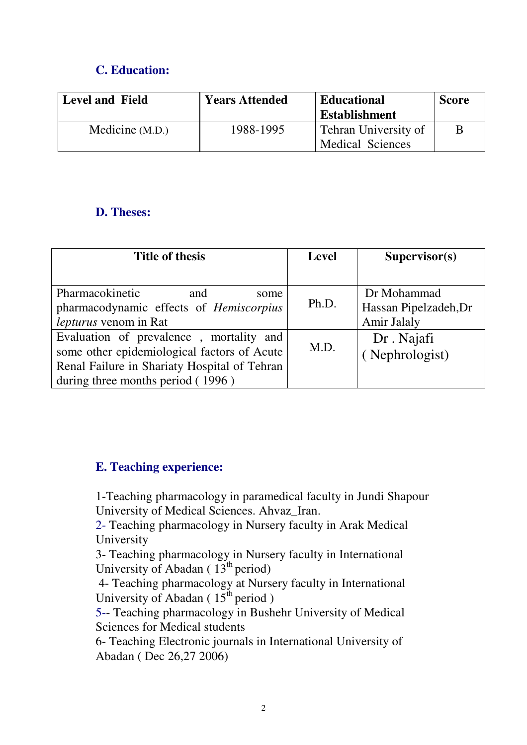## C. Education:

| Level and Field | Years Attended | Educational Establishment | Score |
|---|---|---|---|
| Medicine (M.D.) | 1988-1995 | Tehran University of Medical Sciences | B |

## D. Theses:

| Title of thesis | Level | Supervisor(s) |
|---|---|---|
| Pharmacokinetic and some pharmacodynamic effects of *Hemiscorpius lepturus* venom in Rat | Ph.D. | Dr Mohammad Hassan Pipelzadeh,Dr Amir Jalaly |
| Evaluation of prevalence , mortality and some other epidemiological factors of Acute Renal Failure in Shariaty Hospital of Tehran during three months period ( 1996 ) | M.D. | Dr . Najafi ( Nephrologist) |

## E. Teaching experience:

1-Teaching pharmacology in paramedical faculty in Jundi Shapour University of Medical Sciences. Ahvaz_Iran.

2- Teaching pharmacology in Nursery faculty in Arak Medical University

3- Teaching pharmacology in Nursery faculty in International University of Abadan ( 13th period)

4- Teaching pharmacology at Nursery faculty in International University of Abadan ( 15th period )

5-- Teaching pharmacology in Bushehr University of Medical Sciences for Medical students

6- Teaching Electronic journals in International University of Abadan ( Dec 26,27 2006)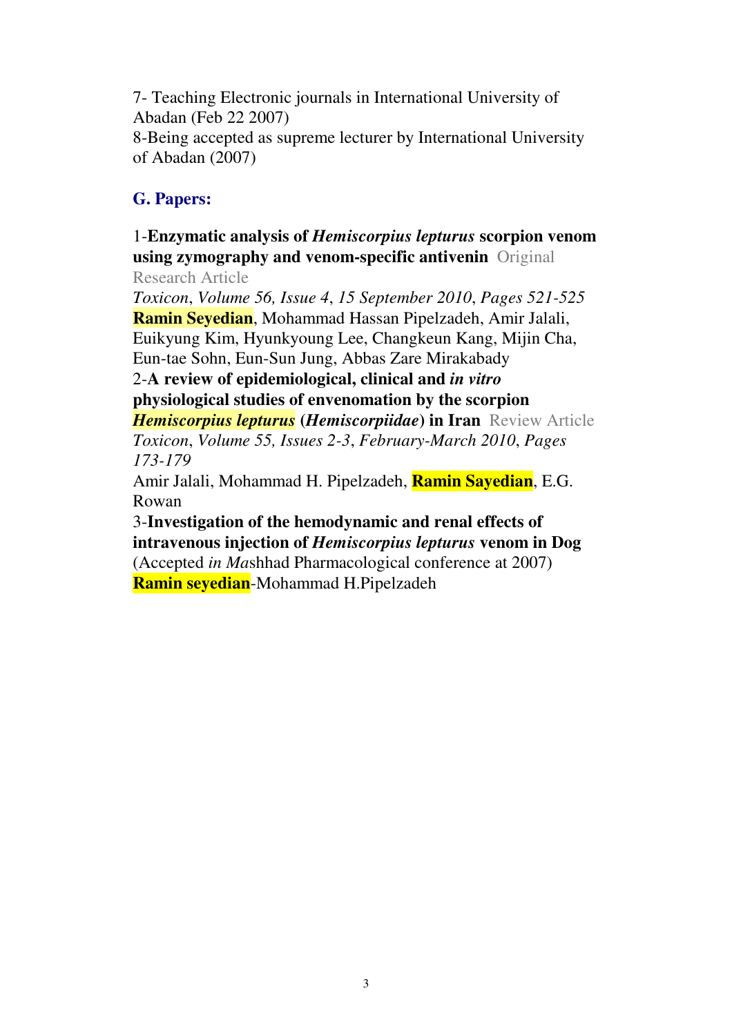7- Teaching Electronic journals in International University of Abadan (Feb 22 2007)
8-Being accepted as supreme lecturer by International University of Abadan (2007)

## G. Papers:

1-**Enzymatic analysis of *Hemiscorpius lepturus* scorpion venom using zymography and venom-specific antivenin** Original Research Article
*Toxicon*, *Volume 56, Issue 4*, *15 September 2010*, *Pages 521-525*
**Ramin Seyedian**, Mohammad Hassan Pipelzadeh, Amir Jalali, Euikyung Kim, Hyunkyoung Lee, Changkeun Kang, Mijin Cha, Eun-tae Sohn, Eun-Sun Jung, Abbas Zare Mirakabady
2-**A review of epidemiological, clinical and *in vitro* physiological studies of envenomation by the scorpion *Hemiscorpius lepturus* (*Hemiscorpiidae*) in Iran** Review Article
*Toxicon*, *Volume 55, Issues 2-3*, *February-March 2010*, *Pages 173-179*
Amir Jalali, Mohammad H. Pipelzadeh, **Ramin Sayedian**, E.G. Rowan
3-**Investigation of the hemodynamic and renal effects of intravenous injection of *Hemiscorpius lepturus* venom in Dog**
(Accepted *in Ma*shhad Pharmacological conference at 2007)
**Ramin seyedian**-Mohammad H.Pipelzadeh